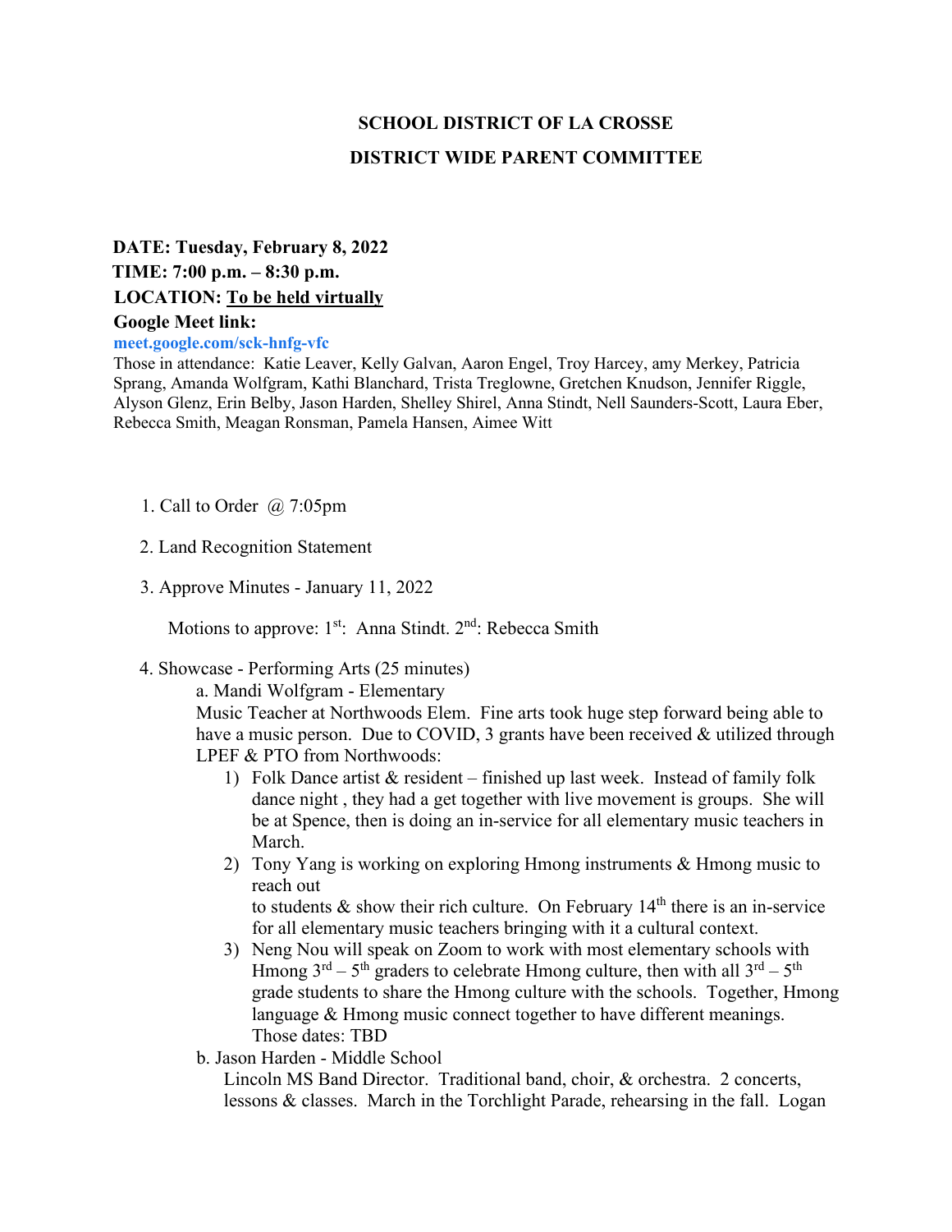**SCHOOL DISTRICT OF LA CROSSE**

**DISTRICT WIDE PARENT COMMITTEE**

**DATE: Tuesday, February 8, 2022**
**TIME: 7:00 p.m. – 8:30 p.m.**
**LOCATION: To be held virtually**
**Google Meet link:**
**meet.google.com/sck-hnfg-vfc**

Those in attendance: Katie Leaver, Kelly Galvan, Aaron Engel, Troy Harcey, amy Merkey, Patricia Sprang, Amanda Wolfgram, Kathi Blanchard, Trista Treglowne, Gretchen Knudson, Jennifer Riggle, Alyson Glenz, Erin Belby, Jason Harden, Shelley Shirel, Anna Stindt, Nell Saunders-Scott, Laura Eber, Rebecca Smith, Meagan Ronsman, Pamela Hansen, Aimee Witt

1. Call to Order @ 7:05pm
2. Land Recognition Statement
3. Approve Minutes - January 11, 2022

   Motions to approve: 1st: Anna Stindt. 2nd: Rebecca Smith

4. Showcase - Performing Arts (25 minutes)
   a. Mandi Wolfgram - Elementary
   Music Teacher at Northwoods Elem. Fine arts took huge step forward being able to have a music person. Due to COVID, 3 grants have been received & utilized through LPEF & PTO from Northwoods:
      1) Folk Dance artist & resident – finished up last week. Instead of family folk dance night , they had a get together with live movement is groups. She will be at Spence, then is doing an in-service for all elementary music teachers in March.
      2) Tony Yang is working on exploring Hmong instruments & Hmong music to reach out
      to students & show their rich culture. On February 14th there is an in-service for all elementary music teachers bringing with it a cultural context.
      3) Neng Nou will speak on Zoom to work with most elementary schools with Hmong 3rd – 5th graders to celebrate Hmong culture, then with all 3rd – 5th grade students to share the Hmong culture with the schools. Together, Hmong language & Hmong music connect together to have different meanings. Those dates: TBD

   b. Jason Harden - Middle School
   Lincoln MS Band Director. Traditional band, choir, & orchestra. 2 concerts, lessons & classes. March in the Torchlight Parade, rehearsing in the fall. Logan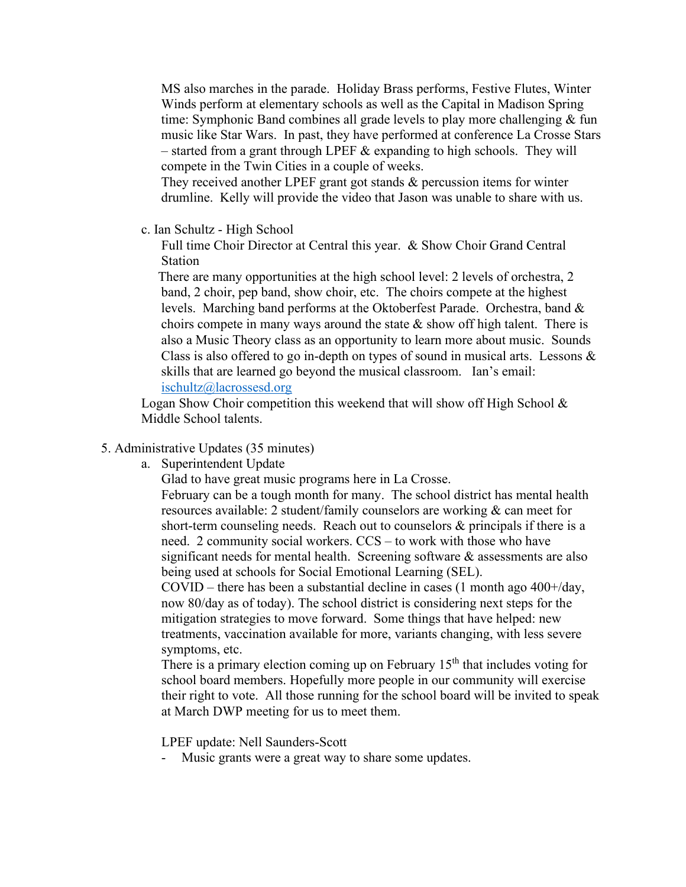MS also marches in the parade. Holiday Brass performs, Festive Flutes, Winter Winds perform at elementary schools as well as the Capital in Madison Spring time: Symphonic Band combines all grade levels to play more challenging & fun music like Star Wars. In past, they have performed at conference La Crosse Stars – started from a grant through LPEF & expanding to high schools. They will compete in the Twin Cities in a couple of weeks.
They received another LPEF grant got stands & percussion items for winter drumline. Kelly will provide the video that Jason was unable to share with us.

c. Ian Schultz - High School
Full time Choir Director at Central this year. & Show Choir Grand Central Station
There are many opportunities at the high school level: 2 levels of orchestra, 2 band, 2 choir, pep band, show choir, etc. The choirs compete at the highest levels. Marching band performs at the Oktoberfest Parade. Orchestra, band & choirs compete in many ways around the state & show off high talent. There is also a Music Theory class as an opportunity to learn more about music. Sounds Class is also offered to go in-depth on types of sound in musical arts. Lessons & skills that are learned go beyond the musical classroom. Ian's email: [ischultz@lacrossesd.org](mailto:ischultz@lacrossesd.org)

Logan Show Choir competition this weekend that will show off High School & Middle School talents.

5. Administrative Updates (35 minutes)
   a. Superintendent Update
      Glad to have great music programs here in La Crosse.
      February can be a tough month for many. The school district has mental health resources available: 2 student/family counselors are working & can meet for short-term counseling needs. Reach out to counselors & principals if there is a need. 2 community social workers. CCS – to work with those who have significant needs for mental health. Screening software & assessments are also being used at schools for Social Emotional Learning (SEL).
      COVID – there has been a substantial decline in cases (1 month ago 400+/day, now 80/day as of today). The school district is considering next steps for the mitigation strategies to move forward. Some things that have helped: new treatments, vaccination available for more, variants changing, with less severe symptoms, etc.
      There is a primary election coming up on February 15th that includes voting for school board members. Hopefully more people in our community will exercise their right to vote. All those running for the school board will be invited to speak at March DWP meeting for us to meet them.

      LPEF update: Nell Saunders-Scott
      - Music grants were a great way to share some updates.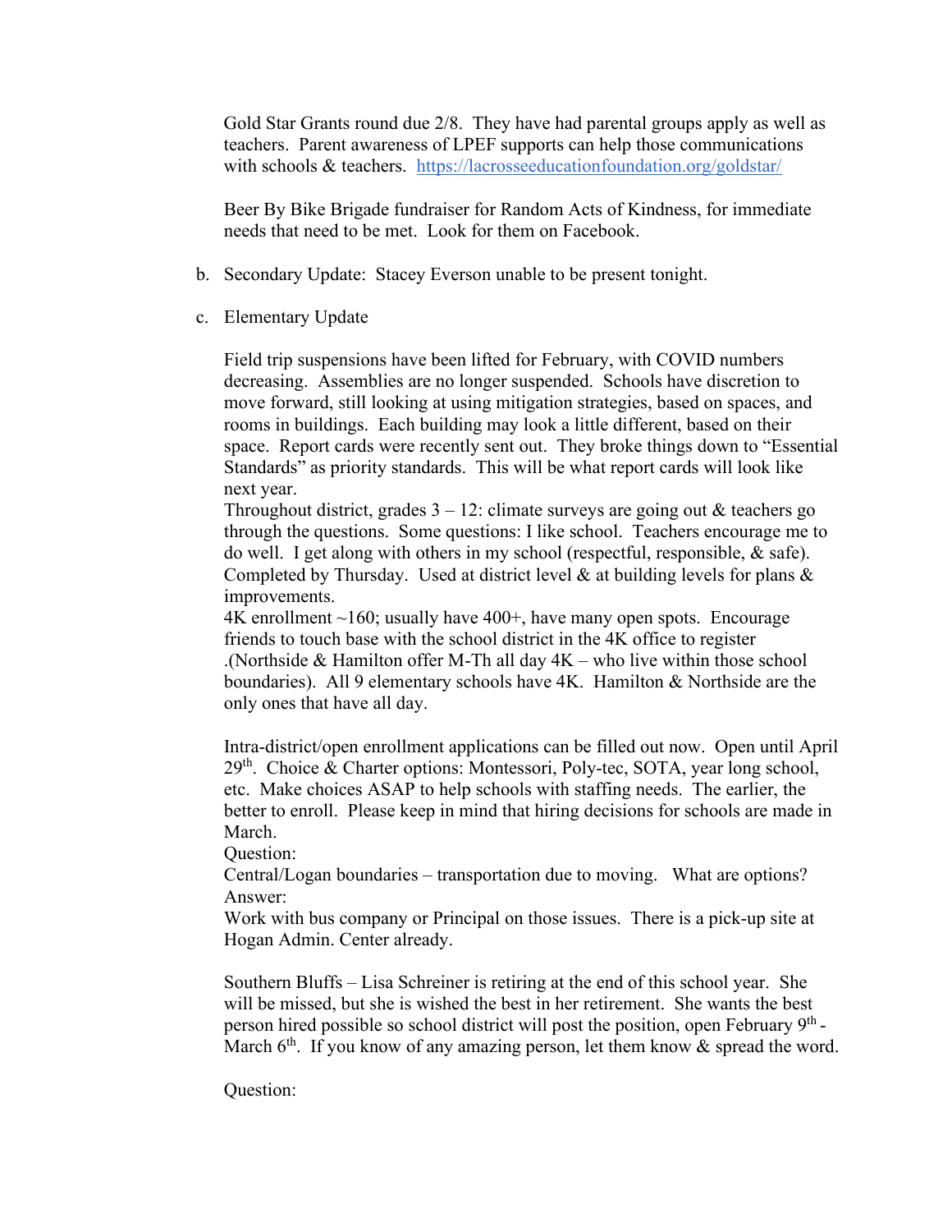Gold Star Grants round due 2/8. They have had parental groups apply as well as teachers. Parent awareness of LPEF supports can help those communications with schools & teachers. https://lacrosseeducationfoundation.org/goldstar/

Beer By Bike Brigade fundraiser for Random Acts of Kindness, for immediate needs that need to be met. Look for them on Facebook.

b. Secondary Update: Stacey Everson unable to be present tonight.

c. Elementary Update

Field trip suspensions have been lifted for February, with COVID numbers decreasing. Assemblies are no longer suspended. Schools have discretion to move forward, still looking at using mitigation strategies, based on spaces, and rooms in buildings. Each building may look a little different, based on their space. Report cards were recently sent out. They broke things down to "Essential Standards" as priority standards. This will be what report cards will look like next year.
Throughout district, grades 3 – 12: climate surveys are going out & teachers go through the questions. Some questions: I like school. Teachers encourage me to do well. I get along with others in my school (respectful, responsible, & safe). Completed by Thursday. Used at district level & at building levels for plans & improvements.
4K enrollment ~160; usually have 400+, have many open spots. Encourage friends to touch base with the school district in the 4K office to register .(Northside & Hamilton offer M-Th all day 4K – who live within those school boundaries). All 9 elementary schools have 4K. Hamilton & Northside are the only ones that have all day.

Intra-district/open enrollment applications can be filled out now. Open until April 29th. Choice & Charter options: Montessori, Poly-tec, SOTA, year long school, etc. Make choices ASAP to help schools with staffing needs. The earlier, the better to enroll. Please keep in mind that hiring decisions for schools are made in March.
Question:
Central/Logan boundaries – transportation due to moving. What are options?
Answer:
Work with bus company or Principal on those issues. There is a pick-up site at Hogan Admin. Center already.

Southern Bluffs – Lisa Schreiner is retiring at the end of this school year. She will be missed, but she is wished the best in her retirement. She wants the best person hired possible so school district will post the position, open February 9th - March 6th. If you know of any amazing person, let them know & spread the word.

Question: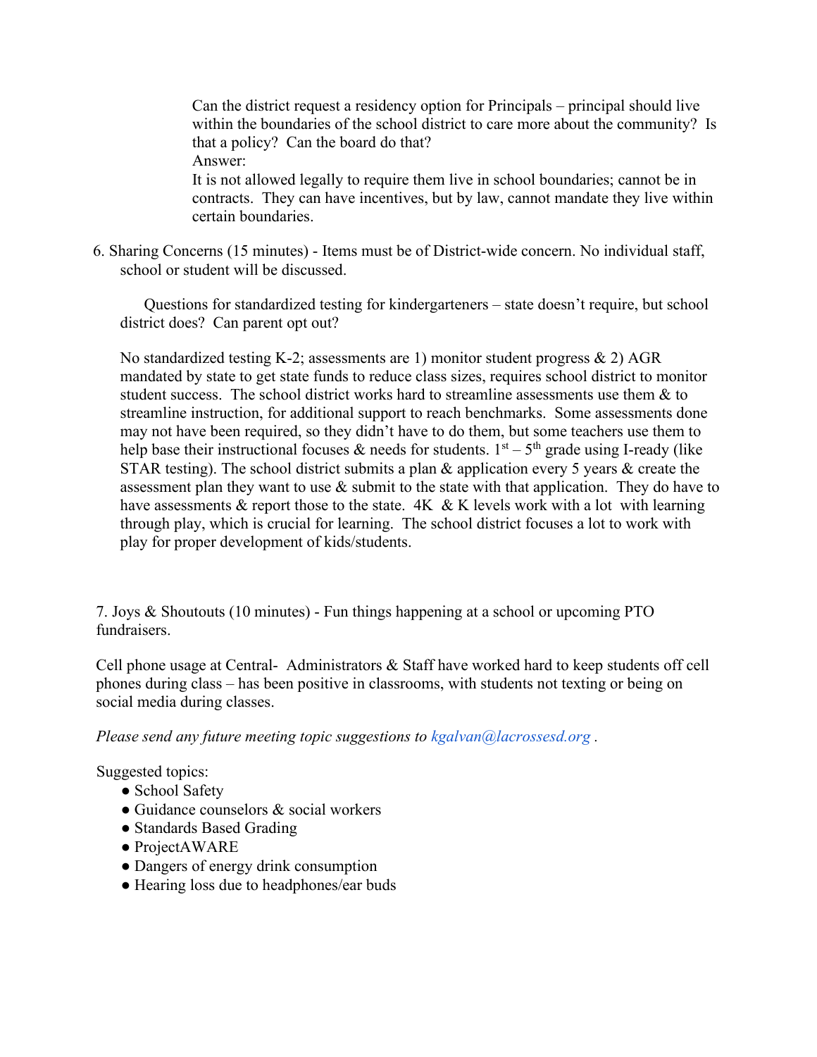Can the district request a residency option for Principals – principal should live within the boundaries of the school district to care more about the community? Is that a policy? Can the board do that?
Answer:
It is not allowed legally to require them live in school boundaries; cannot be in contracts. They can have incentives, but by law, cannot mandate they live within certain boundaries.

6. Sharing Concerns (15 minutes) - Items must be of District-wide concern. No individual staff, school or student will be discussed.

Questions for standardized testing for kindergarteners – state doesn't require, but school district does? Can parent opt out?

No standardized testing K-2; assessments are 1) monitor student progress & 2) AGR mandated by state to get state funds to reduce class sizes, requires school district to monitor student success. The school district works hard to streamline assessments use them & to streamline instruction, for additional support to reach benchmarks. Some assessments done may not have been required, so they didn't have to do them, but some teachers use them to help base their instructional focuses & needs for students. 1st – 5th grade using I-ready (like STAR testing). The school district submits a plan & application every 5 years & create the assessment plan they want to use & submit to the state with that application. They do have to have assessments & report those to the state. 4K & K levels work with a lot with learning through play, which is crucial for learning. The school district focuses a lot to work with play for proper development of kids/students.

7. Joys & Shoutouts (10 minutes) - Fun things happening at a school or upcoming PTO fundraisers.

Cell phone usage at Central- Administrators & Staff have worked hard to keep students off cell phones during class – has been positive in classrooms, with students not texting or being on social media during classes.

*Please send any future meeting topic suggestions to kgalvan@lacrossesd.org .*

Suggested topics:

- School Safety
- Guidance counselors & social workers
- Standards Based Grading
- ProjectAWARE
- Dangers of energy drink consumption
- Hearing loss due to headphones/ear buds